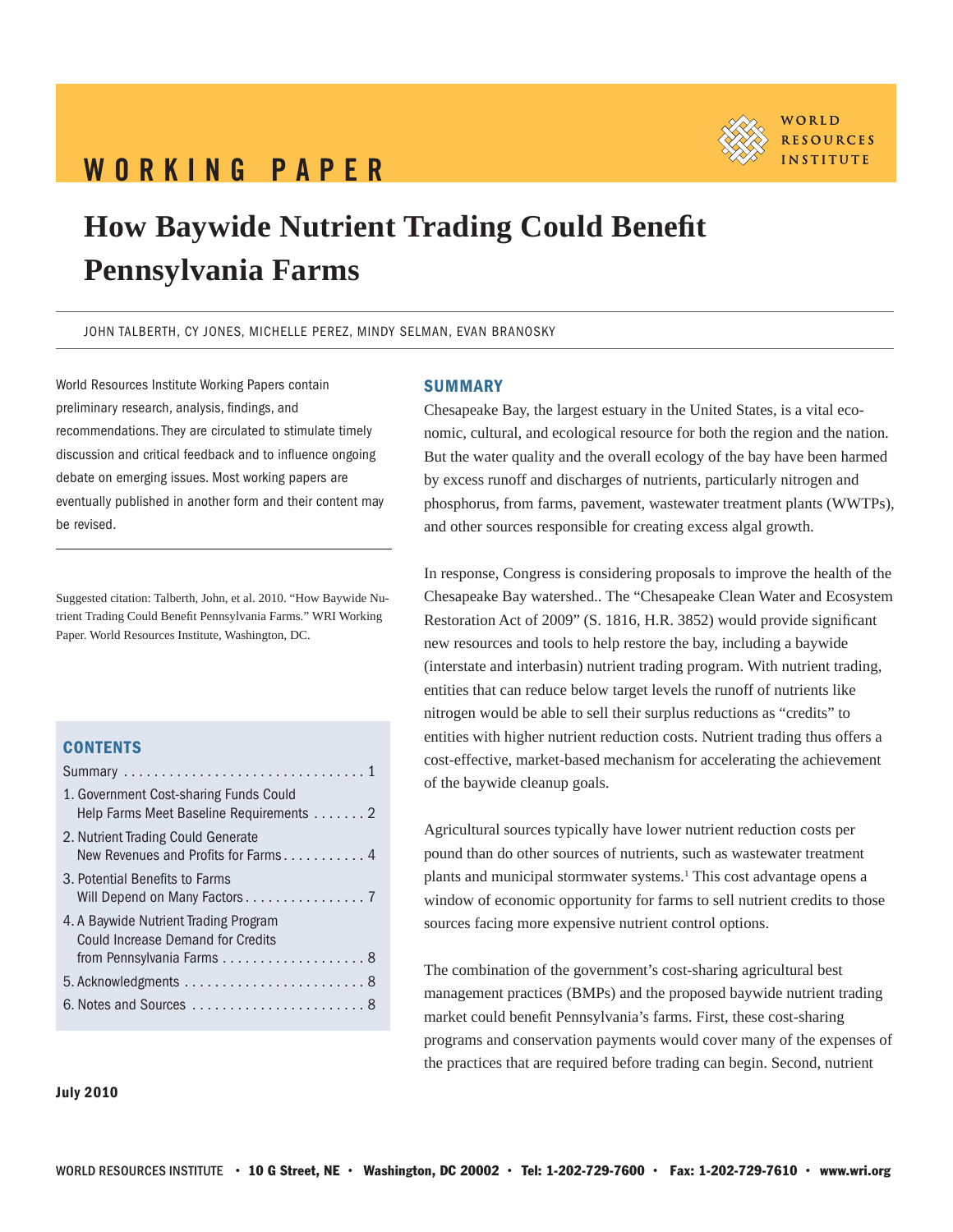WORKING PAPER

WORLD RESOURCES INSTITUTE

# How Baywide Nutrient Trading Could Benefit Pennsylvania Farms

JOHN TALBERTH, CY JONES, MICHELLE PEREZ, MINDY SELMAN, EVAN BRANOSKY

World Resources Institute Working Papers contain preliminary research, analysis, findings, and recommendations. They are circulated to stimulate timely discussion and critical feedback and to influence ongoing debate on emerging issues. Most working papers are eventually published in another form and their content may be revised.

Suggested citation: Talberth, John, et al. 2010. "How Baywide Nutrient Trading Could Benefit Pennsylvania Farms." WRI Working Paper. World Resources Institute, Washington, DC.

## CONTENTS

Summary . . . . . . . . . . . . . . . . . . . . . . . . . . . . . . . 1
1. Government Cost-sharing Funds Could Help Farms Meet Baseline Requirements . . . . . . . 2
2. Nutrient Trading Could Generate New Revenues and Profits for Farms . . . . . . . . . . . 4
3. Potential Benefits to Farms Will Depend on Many Factors . . . . . . . . . . . . . . . . 7
4. A Baywide Nutrient Trading Program Could Increase Demand for Credits from Pennsylvania Farms . . . . . . . . . . . . . . . . . . . 8
5. Acknowledgments . . . . . . . . . . . . . . . . . . . . . . . . 8
6. Notes and Sources . . . . . . . . . . . . . . . . . . . . . . . 8

July 2010

## SUMMARY

Chesapeake Bay, the largest estuary in the United States, is a vital economic, cultural, and ecological resource for both the region and the nation. But the water quality and the overall ecology of the bay have been harmed by excess runoff and discharges of nutrients, particularly nitrogen and phosphorus, from farms, pavement, wastewater treatment plants (WWTPs), and other sources responsible for creating excess algal growth.

In response, Congress is considering proposals to improve the health of the Chesapeake Bay watershed.. The "Chesapeake Clean Water and Ecosystem Restoration Act of 2009" (S. 1816, H.R. 3852) would provide significant new resources and tools to help restore the bay, including a baywide (interstate and interbasin) nutrient trading program. With nutrient trading, entities that can reduce below target levels the runoff of nutrients like nitrogen would be able to sell their surplus reductions as "credits" to entities with higher nutrient reduction costs. Nutrient trading thus offers a cost-effective, market-based mechanism for accelerating the achievement of the baywide cleanup goals.

Agricultural sources typically have lower nutrient reduction costs per pound than do other sources of nutrients, such as wastewater treatment plants and municipal stormwater systems.[1] This cost advantage opens a window of economic opportunity for farms to sell nutrient credits to those sources facing more expensive nutrient control options.

The combination of the government's cost-sharing agricultural best management practices (BMPs) and the proposed baywide nutrient trading market could benefit Pennsylvania's farms. First, these cost-sharing programs and conservation payments would cover many of the expenses of the practices that are required before trading can begin. Second, nutrient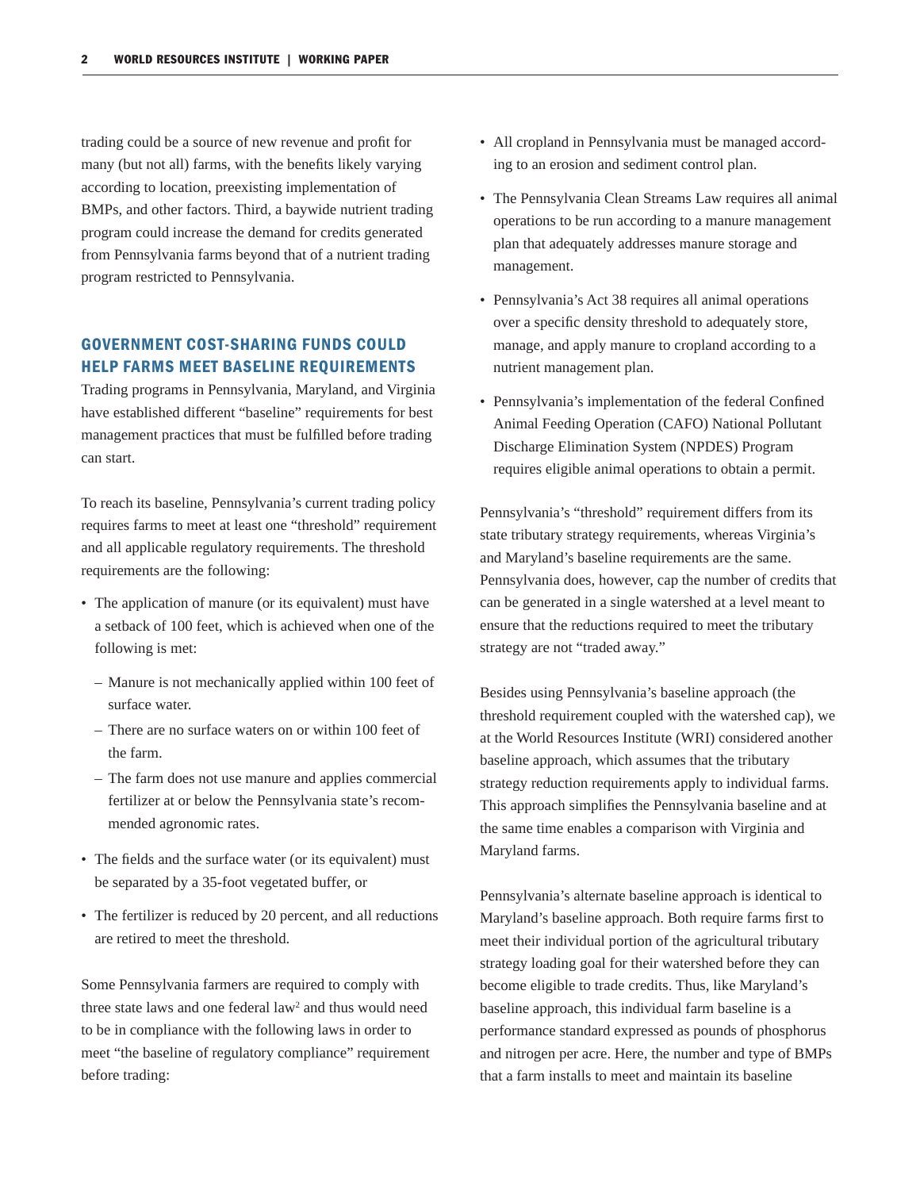trading could be a source of new revenue and profit for many (but not all) farms, with the benefits likely varying according to location, preexisting implementation of BMPs, and other factors. Third, a baywide nutrient trading program could increase the demand for credits generated from Pennsylvania farms beyond that of a nutrient trading program restricted to Pennsylvania.

## GOVERNMENT COST-SHARING FUNDS COULD HELP FARMS MEET BASELINE REQUIREMENTS

Trading programs in Pennsylvania, Maryland, and Virginia have established different "baseline" requirements for best management practices that must be fulfilled before trading can start.

To reach its baseline, Pennsylvania's current trading policy requires farms to meet at least one "threshold" requirement and all applicable regulatory requirements. The threshold requirements are the following:

- The application of manure (or its equivalent) must have a setback of 100 feet, which is achieved when one of the following is met:
  - Manure is not mechanically applied within 100 feet of surface water.
  - There are no surface waters on or within 100 feet of the farm.
  - The farm does not use manure and applies commercial fertilizer at or below the Pennsylvania state's recommended agronomic rates.
- The fields and the surface water (or its equivalent) must be separated by a 35-foot vegetated buffer, or
- The fertilizer is reduced by 20 percent, and all reductions are retired to meet the threshold.

Some Pennsylvania farmers are required to comply with three state laws and one federal law[2] and thus would need to be in compliance with the following laws in order to meet "the baseline of regulatory compliance" requirement before trading:

- All cropland in Pennsylvania must be managed according to an erosion and sediment control plan.
- The Pennsylvania Clean Streams Law requires all animal operations to be run according to a manure management plan that adequately addresses manure storage and management.
- Pennsylvania's Act 38 requires all animal operations over a specific density threshold to adequately store, manage, and apply manure to cropland according to a nutrient management plan.
- Pennsylvania's implementation of the federal Confined Animal Feeding Operation (CAFO) National Pollutant Discharge Elimination System (NPDES) Program requires eligible animal operations to obtain a permit.

Pennsylvania's "threshold" requirement differs from its state tributary strategy requirements, whereas Virginia's and Maryland's baseline requirements are the same. Pennsylvania does, however, cap the number of credits that can be generated in a single watershed at a level meant to ensure that the reductions required to meet the tributary strategy are not "traded away."

Besides using Pennsylvania's baseline approach (the threshold requirement coupled with the watershed cap), we at the World Resources Institute (WRI) considered another baseline approach, which assumes that the tributary strategy reduction requirements apply to individual farms. This approach simplifies the Pennsylvania baseline and at the same time enables a comparison with Virginia and Maryland farms.

Pennsylvania's alternate baseline approach is identical to Maryland's baseline approach. Both require farms first to meet their individual portion of the agricultural tributary strategy loading goal for their watershed before they can become eligible to trade credits. Thus, like Maryland's baseline approach, this individual farm baseline is a performance standard expressed as pounds of phosphorus and nitrogen per acre. Here, the number and type of BMPs that a farm installs to meet and maintain its baseline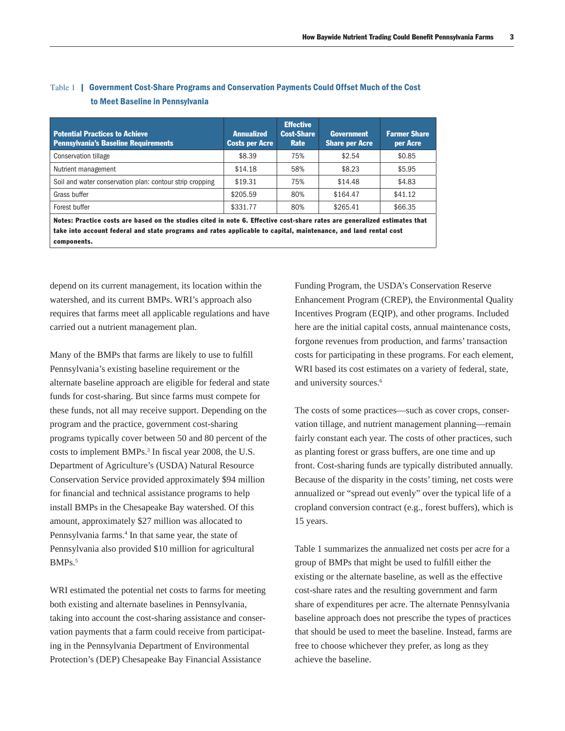Table 1 | **Government Cost-Share Programs and Conservation Payments Could Offset Much of the Cost to Meet Baseline in Pennsylvania**

| Potential Practices to Achieve Pennsylvania's Baseline Requirements | Annualized Costs per Acre | Effective Cost-Share Rate | Government Share per Acre | Farmer Share per Acre |
|---|---|---|---|---|
| Conservation tillage | $8.39 | 75% | $2.54 | $0.85 |
| Nutrient management | $14.18 | 58% | $8.23 | $5.95 |
| Soil and water conservation plan: contour strip cropping | $19.31 | 75% | $14.48 | $4.83 |
| Grass buffer | $205.59 | 80% | $164.47 | $41.12 |
| Forest buffer | $331.77 | 80% | $265.41 | $66.35 |

**Notes: Practice costs are based on the studies cited in note 6. Effective cost-share rates are generalized estimates that take into account federal and state programs and rates applicable to capital, maintenance, and land rental cost components.**

depend on its current management, its location within the watershed, and its current BMPs. WRI's approach also requires that farms meet all applicable regulations and have carried out a nutrient management plan.

Many of the BMPs that farms are likely to use to fulfill Pennsylvania's existing baseline requirement or the alternate baseline approach are eligible for federal and state funds for cost-sharing. But since farms must compete for these funds, not all may receive support. Depending on the program and the practice, government cost-sharing programs typically cover between 50 and 80 percent of the costs to implement BMPs.[3] In fiscal year 2008, the U.S. Department of Agriculture's (USDA) Natural Resource Conservation Service provided approximately $94 million for financial and technical assistance programs to help install BMPs in the Chesapeake Bay watershed. Of this amount, approximately $27 million was allocated to Pennsylvania farms.[4] In that same year, the state of Pennsylvania also provided $10 million for agricultural BMPs.[5]

WRI estimated the potential net costs to farms for meeting both existing and alternate baselines in Pennsylvania, taking into account the cost-sharing assistance and conservation payments that a farm could receive from participating in the Pennsylvania Department of Environmental Protection's (DEP) Chesapeake Bay Financial Assistance Funding Program, the USDA's Conservation Reserve Enhancement Program (CREP), the Environmental Quality Incentives Program (EQIP), and other programs. Included here are the initial capital costs, annual maintenance costs, forgone revenues from production, and farms' transaction costs for participating in these programs. For each element, WRI based its cost estimates on a variety of federal, state, and university sources.[6]

The costs of some practices—such as cover crops, conservation tillage, and nutrient management planning—remain fairly constant each year. The costs of other practices, such as planting forest or grass buffers, are one time and up front. Cost-sharing funds are typically distributed annually. Because of the disparity in the costs' timing, net costs were annualized or "spread out evenly" over the typical life of a cropland conversion contract (e.g., forest buffers), which is 15 years.

Table 1 summarizes the annualized net costs per acre for a group of BMPs that might be used to fulfill either the existing or the alternate baseline, as well as the effective cost-share rates and the resulting government and farm share of expenditures per acre. The alternate Pennsylvania baseline approach does not prescribe the types of practices that should be used to meet the baseline. Instead, farms are free to choose whichever they prefer, as long as they achieve the baseline.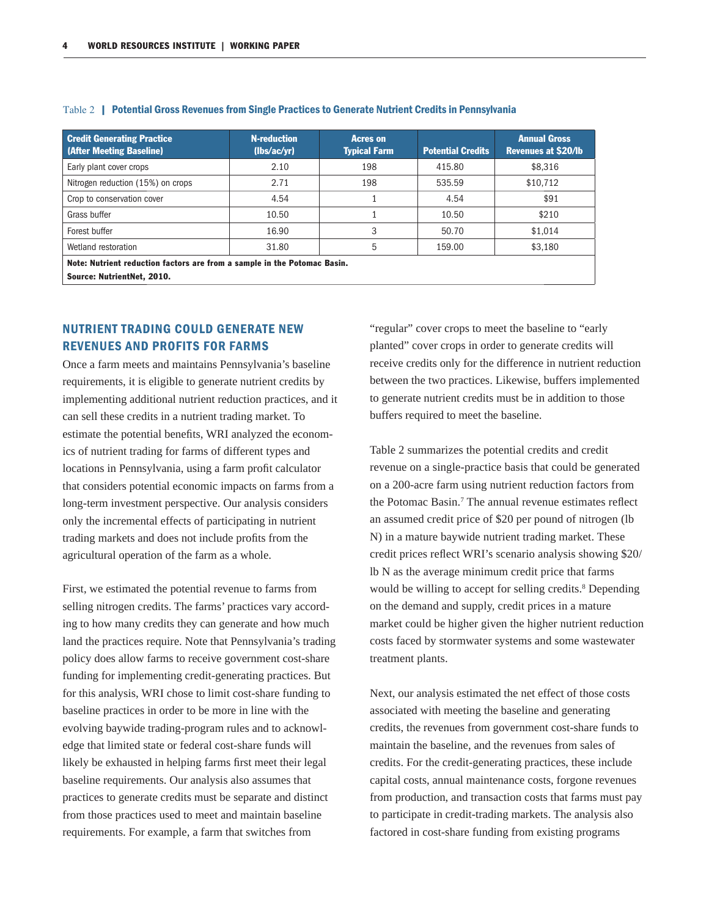Table 2 | **Potential Gross Revenues from Single Practices to Generate Nutrient Credits in Pennsylvania**

| Credit Generating Practice (After Meeting Baseline) | N-reduction (lbs/ac/yr) | Acres on Typical Farm | Potential Credits | Annual Gross Revenues at $20/lb |
|---|---|---|---|---|
| Early plant cover crops | 2.10 | 198 | 415.80 | $8,316 |
| Nitrogen reduction (15%) on crops | 2.71 | 198 | 535.59 | $10,712 |
| Crop to conservation cover | 4.54 | 1 | 4.54 | $91 |
| Grass buffer | 10.50 | 1 | 10.50 | $210 |
| Forest buffer | 16.90 | 3 | 50.70 | $1,014 |
| Wetland restoration | 31.80 | 5 | 159.00 | $3,180 |

**Note: Nutrient reduction factors are from a sample in the Potomac Basin.**
**Source: NutrientNet, 2010.**

## NUTRIENT TRADING COULD GENERATE NEW REVENUES AND PROFITS FOR FARMS

Once a farm meets and maintains Pennsylvania's baseline requirements, it is eligible to generate nutrient credits by implementing additional nutrient reduction practices, and it can sell these credits in a nutrient trading market. To estimate the potential benefits, WRI analyzed the economics of nutrient trading for farms of different types and locations in Pennsylvania, using a farm profit calculator that considers potential economic impacts on farms from a long-term investment perspective. Our analysis considers only the incremental effects of participating in nutrient trading markets and does not include profits from the agricultural operation of the farm as a whole.

First, we estimated the potential revenue to farms from selling nitrogen credits. The farms' practices vary according to how many credits they can generate and how much land the practices require. Note that Pennsylvania's trading policy does allow farms to receive government cost-share funding for implementing credit-generating practices. But for this analysis, WRI chose to limit cost-share funding to baseline practices in order to be more in line with the evolving baywide trading-program rules and to acknowledge that limited state or federal cost-share funds will likely be exhausted in helping farms first meet their legal baseline requirements. Our analysis also assumes that practices to generate credits must be separate and distinct from those practices used to meet and maintain baseline requirements. For example, a farm that switches from "regular" cover crops to meet the baseline to "early planted" cover crops in order to generate credits will receive credits only for the difference in nutrient reduction between the two practices. Likewise, buffers implemented to generate nutrient credits must be in addition to those buffers required to meet the baseline.

Table 2 summarizes the potential credits and credit revenue on a single-practice basis that could be generated on a 200-acre farm using nutrient reduction factors from the Potomac Basin.[7] The annual revenue estimates reflect an assumed credit price of $20 per pound of nitrogen (lb N) in a mature baywide nutrient trading market. These credit prices reflect WRI's scenario analysis showing $20/lb N as the average minimum credit price that farms would be willing to accept for selling credits.[8] Depending on the demand and supply, credit prices in a mature market could be higher given the higher nutrient reduction costs faced by stormwater systems and some wastewater treatment plants.

Next, our analysis estimated the net effect of those costs associated with meeting the baseline and generating credits, the revenues from government cost-share funds to maintain the baseline, and the revenues from sales of credits. For the credit-generating practices, these include capital costs, annual maintenance costs, forgone revenues from production, and transaction costs that farms must pay to participate in credit-trading markets. The analysis also factored in cost-share funding from existing programs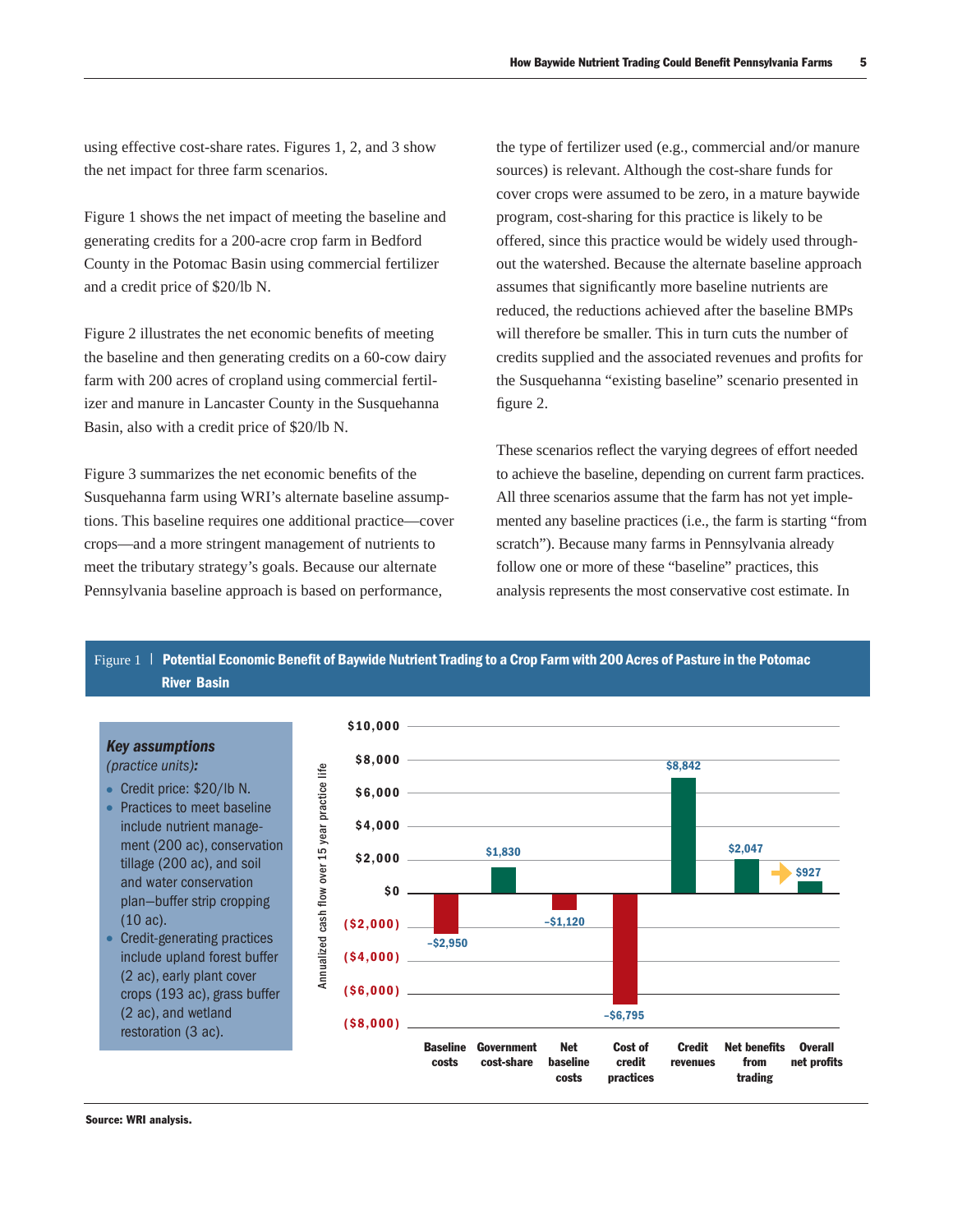using effective cost-share rates. Figures 1, 2, and 3 show the net impact for three farm scenarios.

Figure 1 shows the net impact of meeting the baseline and generating credits for a 200-acre crop farm in Bedford County in the Potomac Basin using commercial fertilizer and a credit price of $20/lb N.

Figure 2 illustrates the net economic benefits of meeting the baseline and then generating credits on a 60-cow dairy farm with 200 acres of cropland using commercial fertilizer and manure in Lancaster County in the Susquehanna Basin, also with a credit price of $20/lb N.

Figure 3 summarizes the net economic benefits of the Susquehanna farm using WRI's alternate baseline assumptions. This baseline requires one additional practice—cover crops—and a more stringent management of nutrients to meet the tributary strategy's goals. Because our alternate Pennsylvania baseline approach is based on performance, the type of fertilizer used (e.g., commercial and/or manure sources) is relevant. Although the cost-share funds for cover crops were assumed to be zero, in a mature baywide program, cost-sharing for this practice is likely to be offered, since this practice would be widely used throughout the watershed. Because the alternate baseline approach assumes that significantly more baseline nutrients are reduced, the reductions achieved after the baseline BMPs will therefore be smaller. This in turn cuts the number of credits supplied and the associated revenues and profits for the Susquehanna "existing baseline" scenario presented in figure 2.

These scenarios reflect the varying degrees of effort needed to achieve the baseline, depending on current farm practices. All three scenarios assume that the farm has not yet implemented any baseline practices (i.e., the farm is starting "from scratch"). Because many farms in Pennsylvania already follow one or more of these "baseline" practices, this analysis represents the most conservative cost estimate. In

Figure 1 | **Potential Economic Benefit of Baywide Nutrient Trading to a Crop Farm with 200 Acres of Pasture in the Potomac River Basin**

***Key assumptions***
*(practice units):*

- Credit price: $20/lb N.
- Practices to meet baseline include nutrient management (200 ac), conservation tillage (200 ac), and soil and water conservation plan—buffer strip cropping (10 ac).
- Credit-generating practices include upland forest buffer (2 ac), early plant cover crops (193 ac), grass buffer (2 ac), and wetland restoration (3 ac).

Annualized cash flow over 15 year practice life

| Category | Value |
|---|---|
| Baseline costs | –$2,950 |
| Government cost-share | $1,830 |
| Net baseline costs | –$1,120 |
| Cost of credit practices | –$6,795 |
| Credit revenues | $8,842 |
| Net benefits from trading | $2,047 |
| Overall net profits | $927 |

Source: WRI analysis.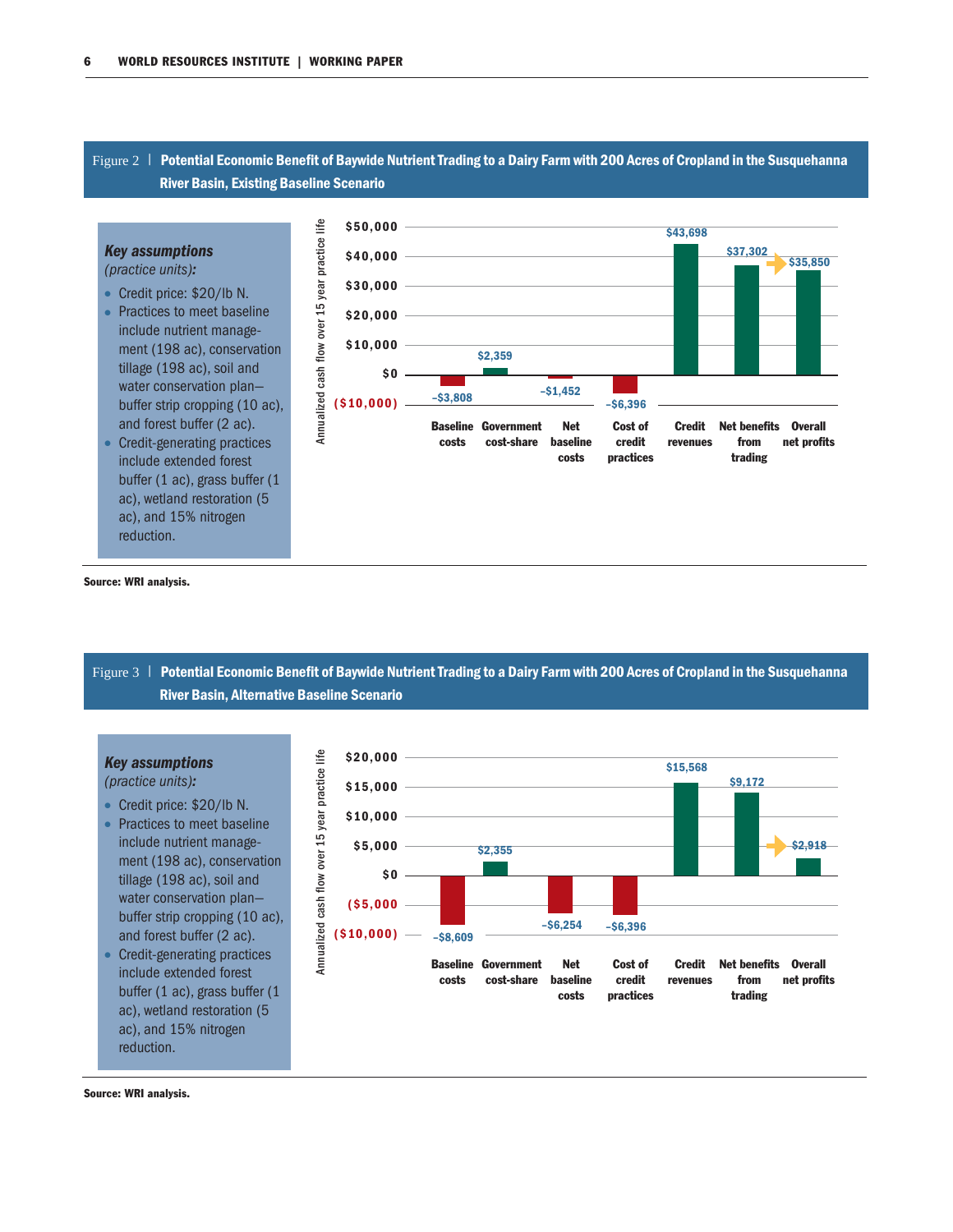Figure 2 | **Potential Economic Benefit of Baywide Nutrient Trading to a Dairy Farm with 200 Acres of Cropland in the Susquehanna River Basin, Existing Baseline Scenario**

***Key assumptions***
*(practice units)*:

- Credit price: $20/lb N.
- Practices to meet baseline include nutrient management (198 ac), conservation tillage (198 ac), soil and water conservation plan—buffer strip cropping (10 ac), and forest buffer (2 ac).
- Credit-generating practices include extended forest buffer (1 ac), grass buffer (1 ac), wetland restoration (5 ac), and 15% nitrogen reduction.

| | Annualized cash flow over 15 year practice life |
|---|---|
| Baseline costs | –$3,808 |
| Government cost-share | $2,359 |
| Net baseline costs | –$1,452 |
| Cost of credit practices | –$6,396 |
| Credit revenues | $43,698 |
| Net benefits from trading | $37,302 |
| Overall net profits | $35,850 |

**Source: WRI analysis.**

Figure 3 | **Potential Economic Benefit of Baywide Nutrient Trading to a Dairy Farm with 200 Acres of Cropland in the Susquehanna River Basin, Alternative Baseline Scenario**

***Key assumptions***
*(practice units)*:

- Credit price: $20/lb N.
- Practices to meet baseline include nutrient management (198 ac), conservation tillage (198 ac), soil and water conservation plan—buffer strip cropping (10 ac), and forest buffer (2 ac).
- Credit-generating practices include extended forest buffer (1 ac), grass buffer (1 ac), wetland restoration (5 ac), and 15% nitrogen reduction.

| | Annualized cash flow over 15 year practice life |
|---|---|
| Baseline costs | –$8,609 |
| Government cost-share | $2,355 |
| Net baseline costs | –$6,254 |
| Cost of credit practices | –$6,396 |
| Credit revenues | $15,568 |
| Net benefits from trading | $9,172 |
| Overall net profits | $2,918 |

**Source: WRI analysis.**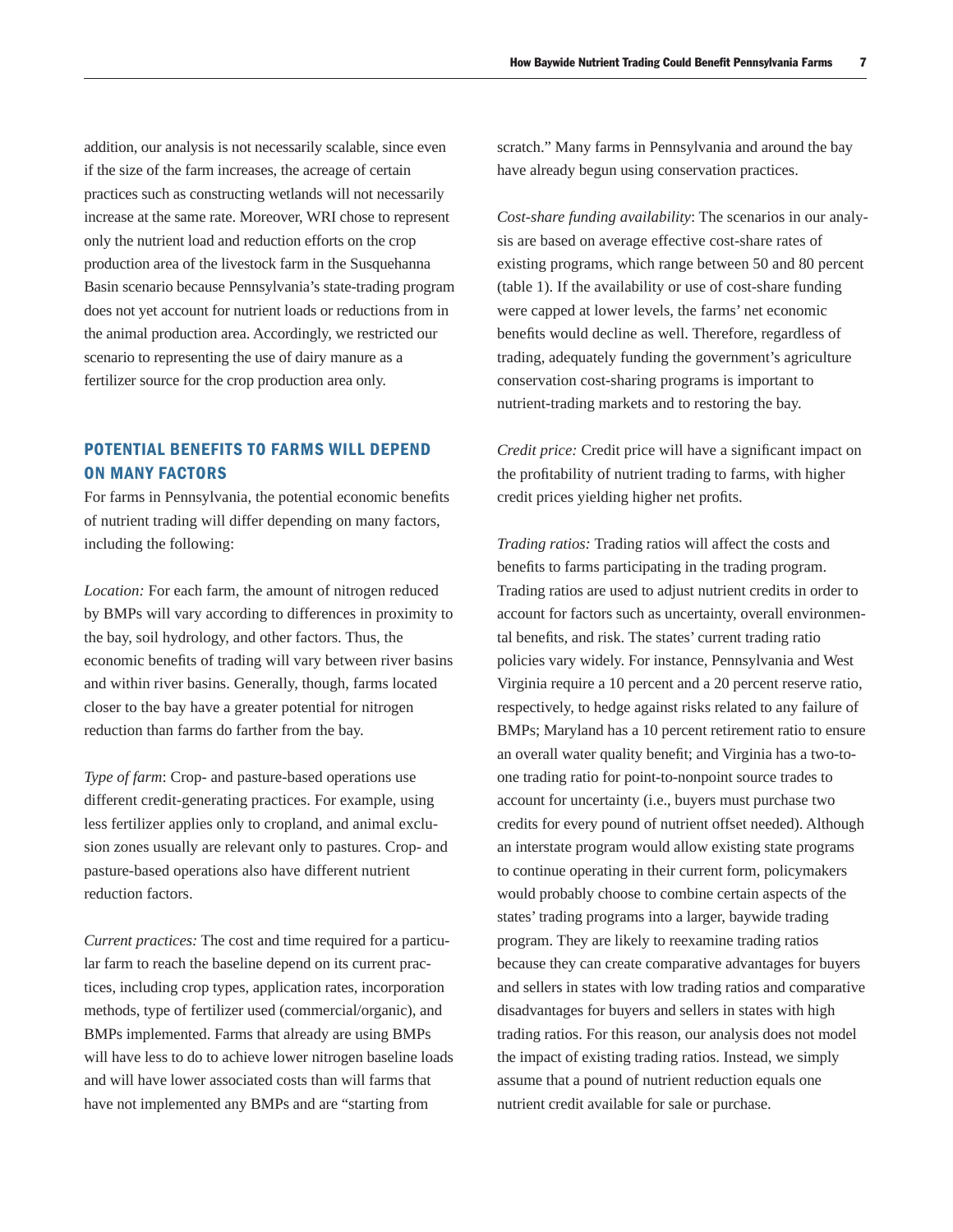addition, our analysis is not necessarily scalable, since even if the size of the farm increases, the acreage of certain practices such as constructing wetlands will not necessarily increase at the same rate. Moreover, WRI chose to represent only the nutrient load and reduction efforts on the crop production area of the livestock farm in the Susquehanna Basin scenario because Pennsylvania's state-trading program does not yet account for nutrient loads or reductions from in the animal production area. Accordingly, we restricted our scenario to representing the use of dairy manure as a fertilizer source for the crop production area only.

## POTENTIAL BENEFITS TO FARMS WILL DEPEND ON MANY FACTORS

For farms in Pennsylvania, the potential economic benefits of nutrient trading will differ depending on many factors, including the following:

*Location:* For each farm, the amount of nitrogen reduced by BMPs will vary according to differences in proximity to the bay, soil hydrology, and other factors. Thus, the economic benefits of trading will vary between river basins and within river basins. Generally, though, farms located closer to the bay have a greater potential for nitrogen reduction than farms do farther from the bay.

*Type of farm*: Crop- and pasture-based operations use different credit-generating practices. For example, using less fertilizer applies only to cropland, and animal exclusion zones usually are relevant only to pastures. Crop- and pasture-based operations also have different nutrient reduction factors.

*Current practices:* The cost and time required for a particular farm to reach the baseline depend on its current practices, including crop types, application rates, incorporation methods, type of fertilizer used (commercial/organic), and BMPs implemented. Farms that already are using BMPs will have less to do to achieve lower nitrogen baseline loads and will have lower associated costs than will farms that have not implemented any BMPs and are "starting from scratch." Many farms in Pennsylvania and around the bay have already begun using conservation practices.

*Cost-share funding availability*: The scenarios in our analysis are based on average effective cost-share rates of existing programs, which range between 50 and 80 percent (table 1). If the availability or use of cost-share funding were capped at lower levels, the farms' net economic benefits would decline as well. Therefore, regardless of trading, adequately funding the government's agriculture conservation cost-sharing programs is important to nutrient-trading markets and to restoring the bay.

*Credit price:* Credit price will have a significant impact on the profitability of nutrient trading to farms, with higher credit prices yielding higher net profits.

*Trading ratios:* Trading ratios will affect the costs and benefits to farms participating in the trading program. Trading ratios are used to adjust nutrient credits in order to account for factors such as uncertainty, overall environmental benefits, and risk. The states' current trading ratio policies vary widely. For instance, Pennsylvania and West Virginia require a 10 percent and a 20 percent reserve ratio, respectively, to hedge against risks related to any failure of BMPs; Maryland has a 10 percent retirement ratio to ensure an overall water quality benefit; and Virginia has a two-to-one trading ratio for point-to-nonpoint source trades to account for uncertainty (i.e., buyers must purchase two credits for every pound of nutrient offset needed). Although an interstate program would allow existing state programs to continue operating in their current form, policymakers would probably choose to combine certain aspects of the states' trading programs into a larger, baywide trading program. They are likely to reexamine trading ratios because they can create comparative advantages for buyers and sellers in states with low trading ratios and comparative disadvantages for buyers and sellers in states with high trading ratios. For this reason, our analysis does not model the impact of existing trading ratios. Instead, we simply assume that a pound of nutrient reduction equals one nutrient credit available for sale or purchase.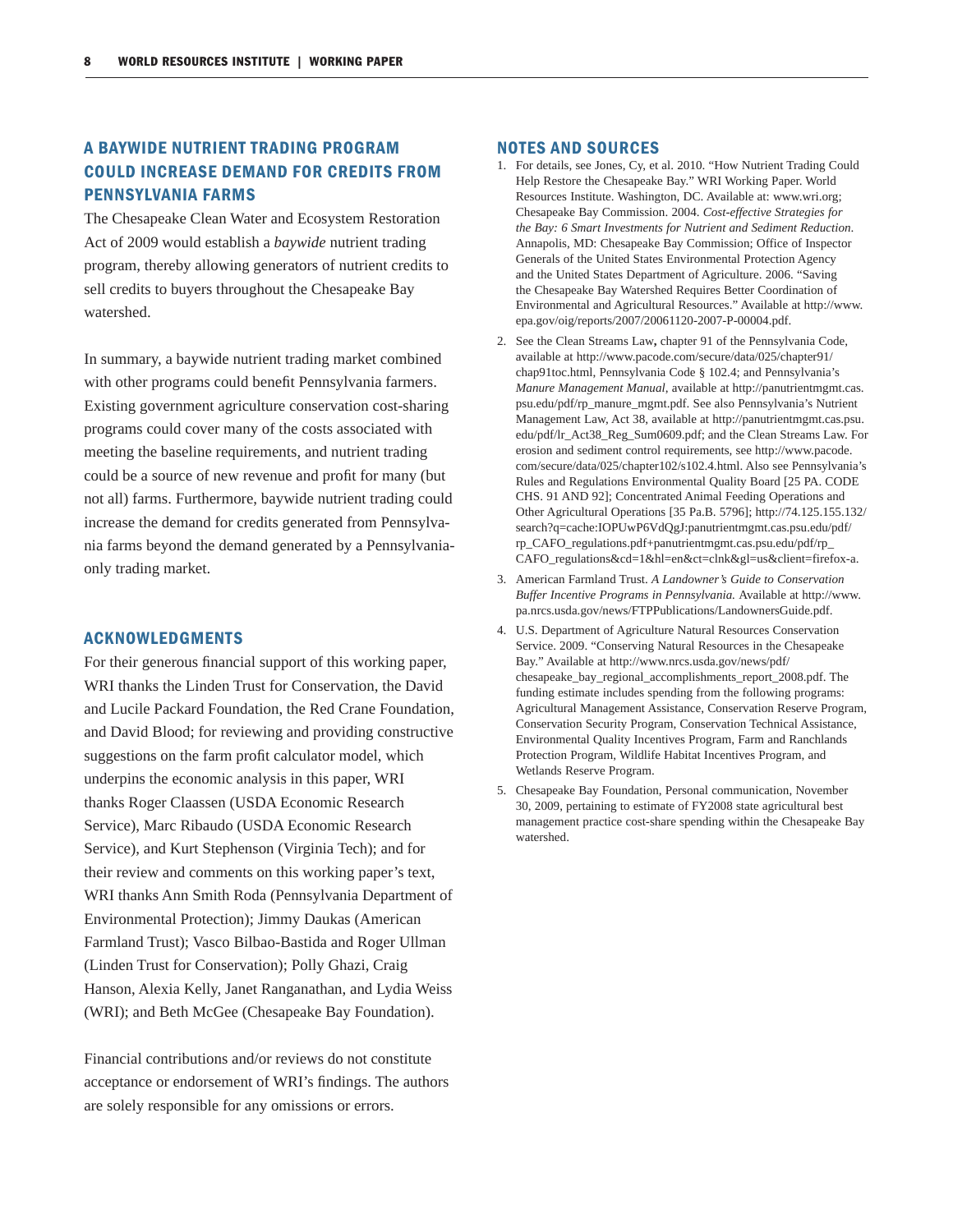## A BAYWIDE NUTRIENT TRADING PROGRAM COULD INCREASE DEMAND FOR CREDITS FROM PENNSYLVANIA FARMS

The Chesapeake Clean Water and Ecosystem Restoration Act of 2009 would establish a *baywide* nutrient trading program, thereby allowing generators of nutrient credits to sell credits to buyers throughout the Chesapeake Bay watershed.

In summary, a baywide nutrient trading market combined with other programs could benefit Pennsylvania farmers. Existing government agriculture conservation cost-sharing programs could cover many of the costs associated with meeting the baseline requirements, and nutrient trading could be a source of new revenue and profit for many (but not all) farms. Furthermore, baywide nutrient trading could increase the demand for credits generated from Pennsylvania farms beyond the demand generated by a Pennsylvania-only trading market.

## ACKNOWLEDGMENTS

For their generous financial support of this working paper, WRI thanks the Linden Trust for Conservation, the David and Lucile Packard Foundation, the Red Crane Foundation, and David Blood; for reviewing and providing constructive suggestions on the farm profit calculator model, which underpins the economic analysis in this paper, WRI thanks Roger Claassen (USDA Economic Research Service), Marc Ribaudo (USDA Economic Research Service), and Kurt Stephenson (Virginia Tech); and for their review and comments on this working paper's text, WRI thanks Ann Smith Roda (Pennsylvania Department of Environmental Protection); Jimmy Daukas (American Farmland Trust); Vasco Bilbao-Bastida and Roger Ullman (Linden Trust for Conservation); Polly Ghazi, Craig Hanson, Alexia Kelly, Janet Ranganathan, and Lydia Weiss (WRI); and Beth McGee (Chesapeake Bay Foundation).

Financial contributions and/or reviews do not constitute acceptance or endorsement of WRI's findings. The authors are solely responsible for any omissions or errors.

## NOTES AND SOURCES

1. For details, see Jones, Cy, et al. 2010. "How Nutrient Trading Could Help Restore the Chesapeake Bay." WRI Working Paper. World Resources Institute. Washington, DC. Available at: www.wri.org; Chesapeake Bay Commission. 2004. *Cost-effective Strategies for the Bay: 6 Smart Investments for Nutrient and Sediment Reduction*. Annapolis, MD: Chesapeake Bay Commission; Office of Inspector Generals of the United States Environmental Protection Agency and the United States Department of Agriculture. 2006. "Saving the Chesapeake Bay Watershed Requires Better Coordination of Environmental and Agricultural Resources." Available at http://www.epa.gov/oig/reports/2007/20061120-2007-P-00004.pdf.
2. See the Clean Streams Law**,** chapter 91 of the Pennsylvania Code, available at http://www.pacode.com/secure/data/025/chapter91/chap91toc.html, Pennsylvania Code § 102.4; and Pennsylvania's *Manure Management Manual*, available at http://panutrientmgmt.cas.psu.edu/pdf/rp_manure_mgmt.pdf. See also Pennsylvania's Nutrient Management Law, Act 38, available at http://panutrientmgmt.cas.psu.edu/pdf/lr_Act38_Reg_Sum0609.pdf; and the Clean Streams Law. For erosion and sediment control requirements, see http://www.pacode.com/secure/data/025/chapter102/s102.4.html. Also see Pennsylvania's Rules and Regulations Environmental Quality Board [25 PA. CODE CHS. 91 AND 92]; Concentrated Animal Feeding Operations and Other Agricultural Operations [35 Pa.B. 5796]; http://74.125.155.132/search?q=cache:IOPUwP6VdQgJ:panutrientmgmt.cas.psu.edu/pdf/rp_CAFO_regulations.pdf+panutrientmgmt.cas.psu.edu/pdf/rp_CAFO_regulations&cd=1&hl=en&ct=clnk&gl=us&client=firefox-a.
3. American Farmland Trust. *A Landowner's Guide to Conservation Buffer Incentive Programs in Pennsylvania.* Available at http://www.pa.nrcs.usda.gov/news/FTPPublications/LandownersGuide.pdf.
4. U.S. Department of Agriculture Natural Resources Conservation Service. 2009. "Conserving Natural Resources in the Chesapeake Bay." Available at http://www.nrcs.usda.gov/news/pdf/chesapeake_bay_regional_accomplishments_report_2008.pdf. The funding estimate includes spending from the following programs: Agricultural Management Assistance, Conservation Reserve Program, Conservation Security Program, Conservation Technical Assistance, Environmental Quality Incentives Program, Farm and Ranchlands Protection Program, Wildlife Habitat Incentives Program, and Wetlands Reserve Program.
5. Chesapeake Bay Foundation, Personal communication, November 30, 2009, pertaining to estimate of FY2008 state agricultural best management practice cost-share spending within the Chesapeake Bay watershed.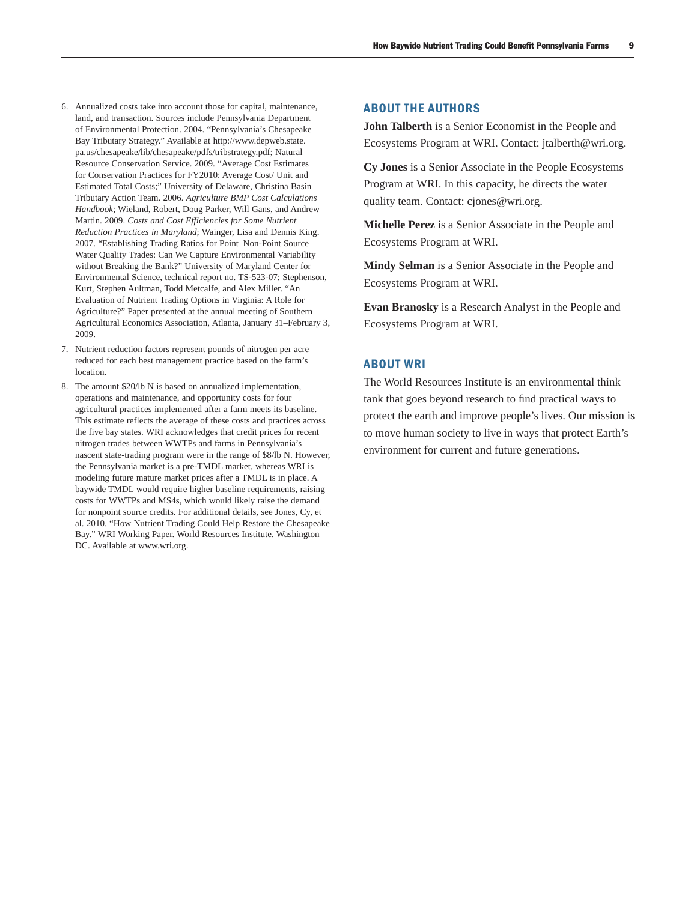6. Annualized costs take into account those for capital, maintenance, land, and transaction. Sources include Pennsylvania Department of Environmental Protection. 2004. "Pennsylvania's Chesapeake Bay Tributary Strategy." Available at http://www.depweb.state.pa.us/chesapeake/lib/chesapeake/pdfs/tribstrategy.pdf; Natural Resource Conservation Service. 2009. "Average Cost Estimates for Conservation Practices for FY2010: Average Cost/ Unit and Estimated Total Costs;" University of Delaware, Christina Basin Tributary Action Team. 2006. *Agriculture BMP Cost Calculations Handbook*; Wieland, Robert, Doug Parker, Will Gans, and Andrew Martin. 2009. *Costs and Cost Efficiencies for Some Nutrient Reduction Practices in Maryland*; Wainger, Lisa and Dennis King. 2007. "Establishing Trading Ratios for Point–Non-Point Source Water Quality Trades: Can We Capture Environmental Variability without Breaking the Bank?" University of Maryland Center for Environmental Science, technical report no. TS-523-07; Stephenson, Kurt, Stephen Aultman, Todd Metcalfe, and Alex Miller. "An Evaluation of Nutrient Trading Options in Virginia: A Role for Agriculture?" Paper presented at the annual meeting of Southern Agricultural Economics Association, Atlanta, January 31–February 3, 2009.
7. Nutrient reduction factors represent pounds of nitrogen per acre reduced for each best management practice based on the farm's location.
8. The amount $20/lb N is based on annualized implementation, operations and maintenance, and opportunity costs for four agricultural practices implemented after a farm meets its baseline. This estimate reflects the average of these costs and practices across the five bay states. WRI acknowledges that credit prices for recent nitrogen trades between WWTPs and farms in Pennsylvania's nascent state-trading program were in the range of $8/lb N. However, the Pennsylvania market is a pre-TMDL market, whereas WRI is modeling future mature market prices after a TMDL is in place. A baywide TMDL would require higher baseline requirements, raising costs for WWTPs and MS4s, which would likely raise the demand for nonpoint source credits. For additional details, see Jones, Cy, et al. 2010. "How Nutrient Trading Could Help Restore the Chesapeake Bay." WRI Working Paper. World Resources Institute. Washington DC. Available at www.wri.org.

## ABOUT THE AUTHORS

**John Talberth** is a Senior Economist in the People and Ecosystems Program at WRI. Contact: jtalberth@wri.org.

**Cy Jones** is a Senior Associate in the People Ecosystems Program at WRI. In this capacity, he directs the water quality team. Contact: cjones@wri.org.

**Michelle Perez** is a Senior Associate in the People and Ecosystems Program at WRI.

**Mindy Selman** is a Senior Associate in the People and Ecosystems Program at WRI.

**Evan Branosky** is a Research Analyst in the People and Ecosystems Program at WRI.

## ABOUT WRI

The World Resources Institute is an environmental think tank that goes beyond research to find practical ways to protect the earth and improve people's lives. Our mission is to move human society to live in ways that protect Earth's environment for current and future generations.